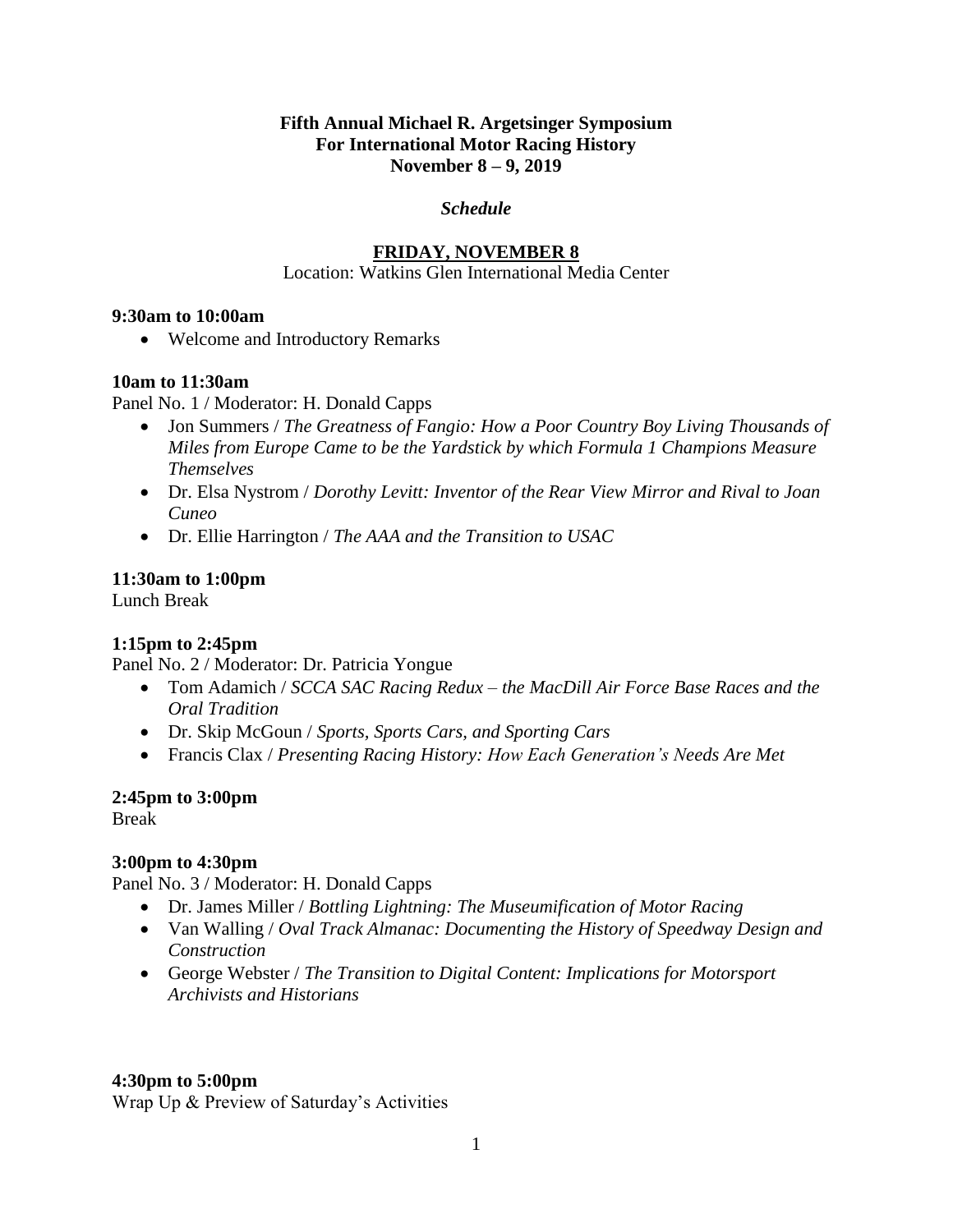**Fifth Annual Michael R. Argetsinger Symposium**
**For International Motor Racing History**
**November 8 – 9, 2019**

*Schedule*

## FRIDAY, NOVEMBER 8

Location: Watkins Glen International Media Center

**9:30am to 10:00am**

- Welcome and Introductory Remarks

**10am to 11:30am**

Panel No. 1 / Moderator: H. Donald Capps

- Jon Summers / *The Greatness of Fangio: How a Poor Country Boy Living Thousands of Miles from Europe Came to be the Yardstick by which Formula 1 Champions Measure Themselves*
- Dr. Elsa Nystrom / *Dorothy Levitt: Inventor of the Rear View Mirror and Rival to Joan Cuneo*
- Dr. Ellie Harrington / *The AAA and the Transition to USAC*

**11:30am to 1:00pm**

Lunch Break

**1:15pm to 2:45pm**

Panel No. 2 / Moderator: Dr. Patricia Yongue

- Tom Adamich / *SCCA SAC Racing Redux – the MacDill Air Force Base Races and the Oral Tradition*
- Dr. Skip McGoun / *Sports, Sports Cars, and Sporting Cars*
- Francis Clax / *Presenting Racing History: How Each Generation's Needs Are Met*

**2:45pm to 3:00pm**

Break

**3:00pm to 4:30pm**

Panel No. 3 / Moderator: H. Donald Capps

- Dr. James Miller / *Bottling Lightning: The Museumification of Motor Racing*
- Van Walling / *Oval Track Almanac: Documenting the History of Speedway Design and Construction*
- George Webster / *The Transition to Digital Content: Implications for Motorsport Archivists and Historians*

**4:30pm to 5:00pm**

Wrap Up & Preview of Saturday's Activities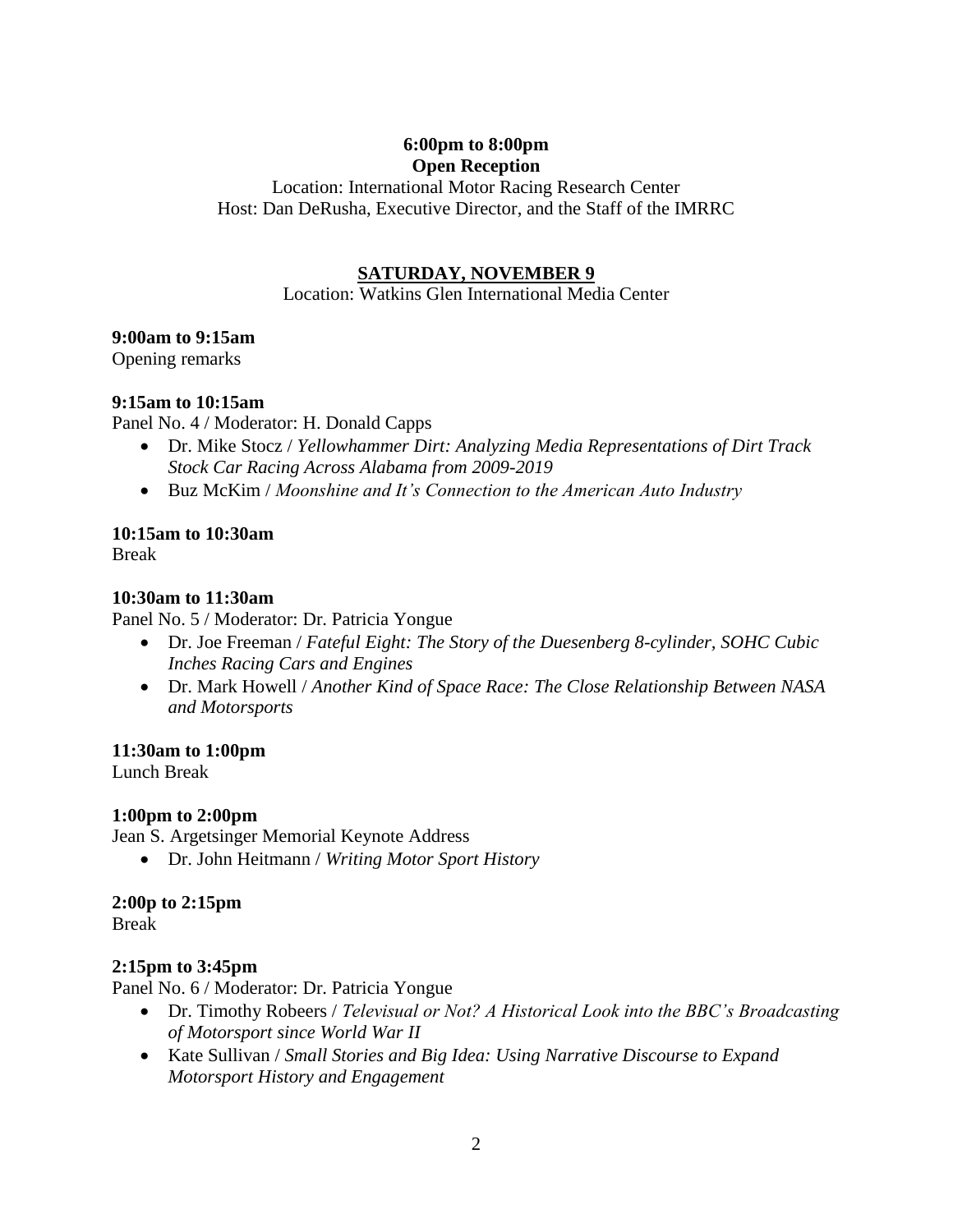**6:00pm to 8:00pm**
**Open Reception**

Location: International Motor Racing Research Center
Host: Dan DeRusha, Executive Director, and the Staff of the IMRRC

## SATURDAY, NOVEMBER 9

Location: Watkins Glen International Media Center

**9:00am to 9:15am**
Opening remarks

**9:15am to 10:15am**
Panel No. 4 / Moderator: H. Donald Capps

- Dr. Mike Stocz / *Yellowhammer Dirt: Analyzing Media Representations of Dirt Track Stock Car Racing Across Alabama from 2009-2019*
- Buz McKim / *Moonshine and It's Connection to the American Auto Industry*

**10:15am to 10:30am**
Break

**10:30am to 11:30am**
Panel No. 5 / Moderator: Dr. Patricia Yongue

- Dr. Joe Freeman / *Fateful Eight: The Story of the Duesenberg 8-cylinder, SOHC Cubic Inches Racing Cars and Engines*
- Dr. Mark Howell / *Another Kind of Space Race: The Close Relationship Between NASA and Motorsports*

**11:30am to 1:00pm**
Lunch Break

**1:00pm to 2:00pm**
Jean S. Argetsinger Memorial Keynote Address

- Dr. John Heitmann / *Writing Motor Sport History*

**2:00p to 2:15pm**
Break

**2:15pm to 3:45pm**
Panel No. 6 / Moderator: Dr. Patricia Yongue

- Dr. Timothy Robeers / *Televisual or Not? A Historical Look into the BBC's Broadcasting of Motorsport since World War II*
- Kate Sullivan / *Small Stories and Big Idea: Using Narrative Discourse to Expand Motorsport History and Engagement*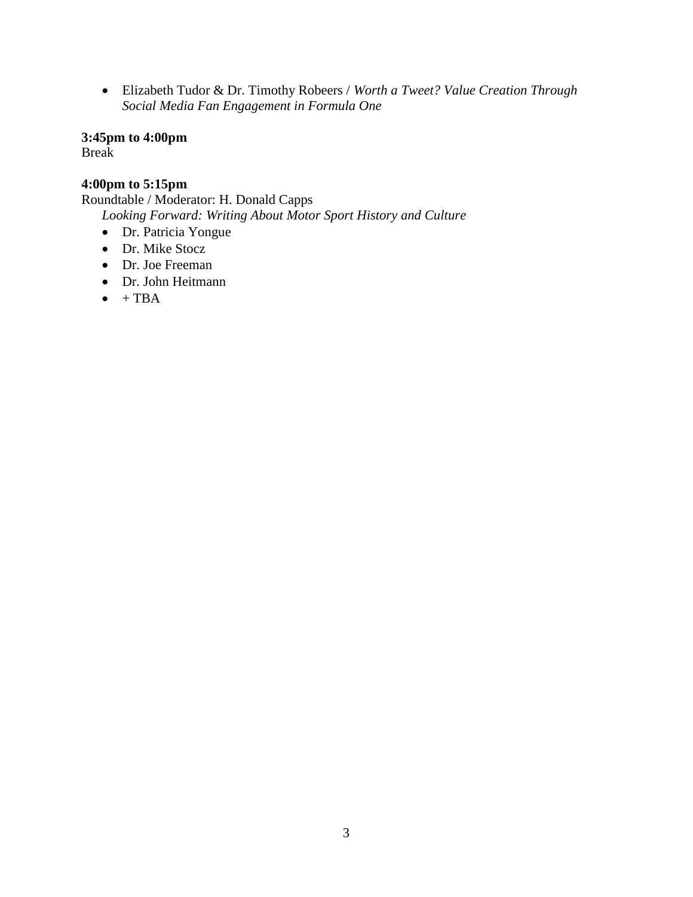- Elizabeth Tudor & Dr. Timothy Robeers / *Worth a Tweet? Value Creation Through Social Media Fan Engagement in Formula One*

**3:45pm to 4:00pm**
Break

**4:00pm to 5:15pm**
Roundtable / Moderator: H. Donald Capps
*Looking Forward: Writing About Motor Sport History and Culture*

- Dr. Patricia Yongue
- Dr. Mike Stocz
- Dr. Joe Freeman
- Dr. John Heitmann
- + TBA